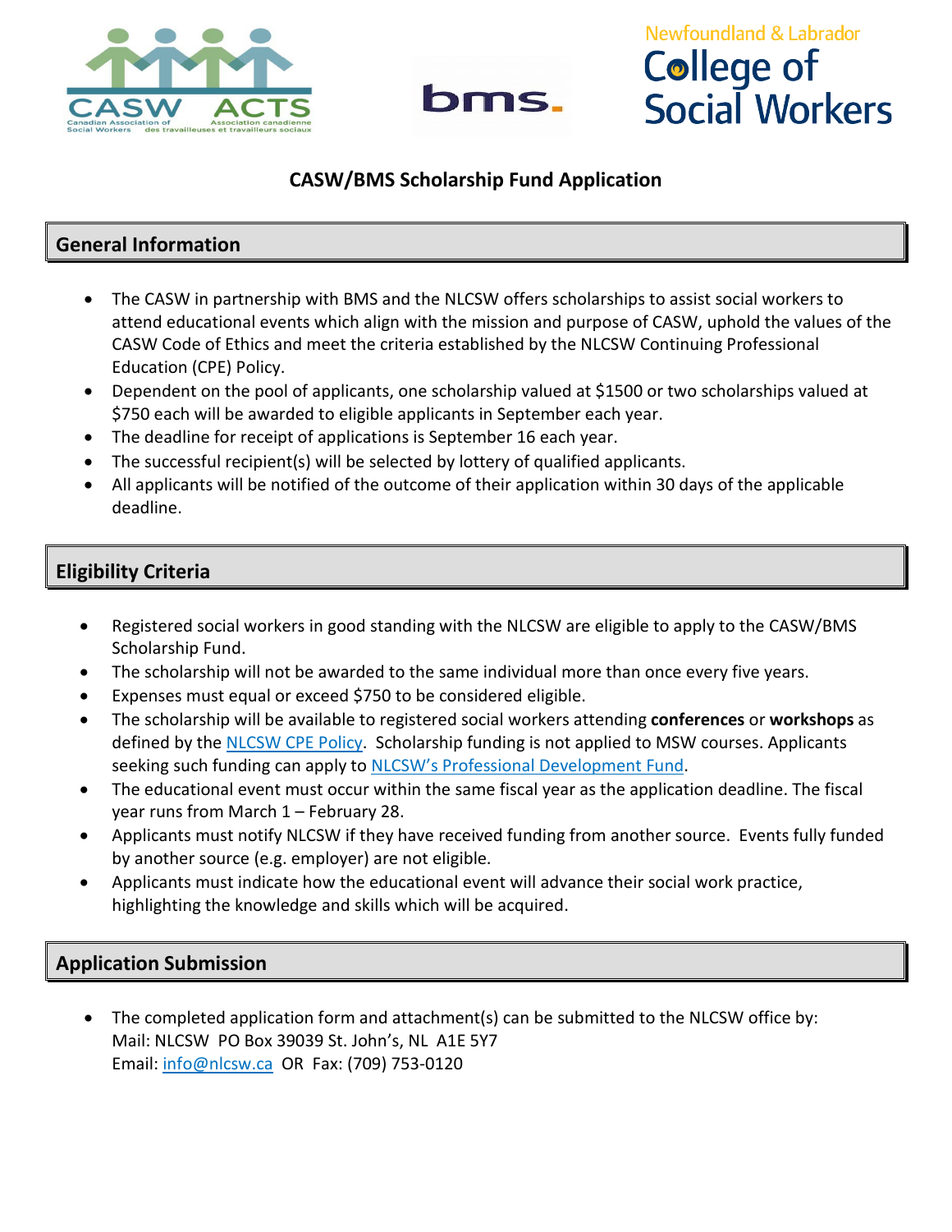# CASW/BMS Scholarship Fund Application

## General Information

- The CASW in partnership with BMS and the NLCSW offers scholarships to assist social workers to attend educational events which align with the mission and purpose of CASW, uphold the values of the CASW Code of Ethics and meet the criteria established by the NLCSW Continuing Professional Education (CPE) Policy.
- Dependent on the pool of applicants, one scholarship valued at $1500 or two scholarships valued at $750 each will be awarded to eligible applicants in September each year.
- The deadline for receipt of applications is September 16 each year.
- The successful recipient(s) will be selected by lottery of qualified applicants.
- All applicants will be notified of the outcome of their application within 30 days of the applicable deadline.

## Eligibility Criteria

- Registered social workers in good standing with the NLCSW are eligible to apply to the CASW/BMS Scholarship Fund.
- The scholarship will not be awarded to the same individual more than once every five years.
- Expenses must equal or exceed $750 to be considered eligible.
- The scholarship will be available to registered social workers attending **conferences** or **workshops** as defined by the NLCSW CPE Policy. Scholarship funding is not applied to MSW courses. Applicants seeking such funding can apply to NLCSW's Professional Development Fund.
- The educational event must occur within the same fiscal year as the application deadline. The fiscal year runs from March 1 – February 28.
- Applicants must notify NLCSW if they have received funding from another source. Events fully funded by another source (e.g. employer) are not eligible.
- Applicants must indicate how the educational event will advance their social work practice, highlighting the knowledge and skills which will be acquired.

## Application Submission

- The completed application form and attachment(s) can be submitted to the NLCSW office by:
  Mail: NLCSW PO Box 39039 St. John's, NL A1E 5Y7
  Email: info@nlcsw.ca OR Fax: (709) 753-0120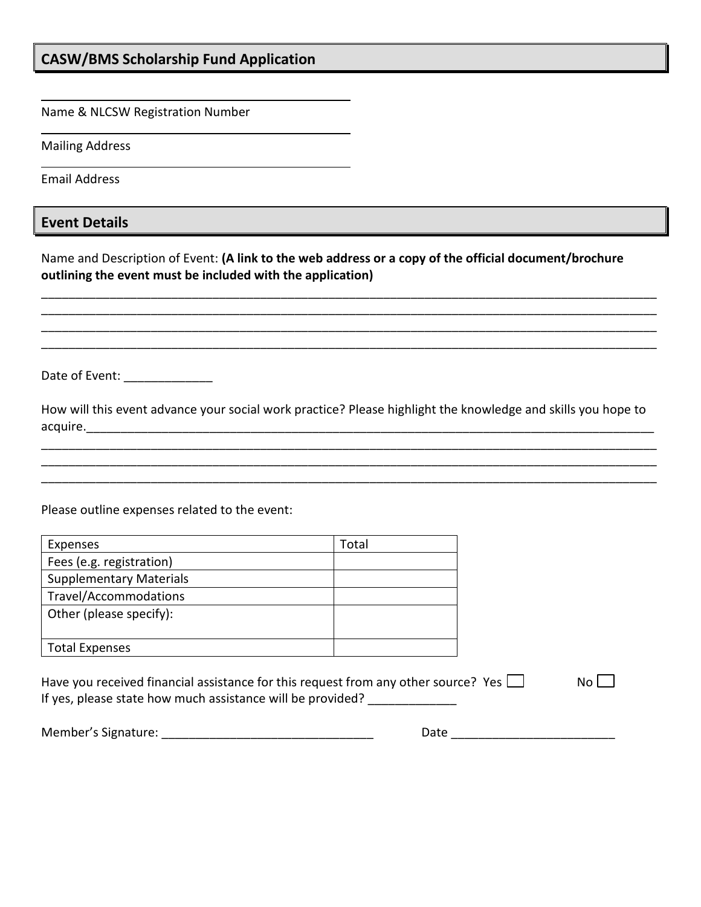## CASW/BMS Scholarship Fund Application

\_\_\_\_\_\_\_\_\_\_\_\_\_\_\_\_\_\_\_\_\_\_\_\_\_\_\_\_\_\_\_\_\_\_\_\_\_\_\_\_

Name & NLCSW Registration Number

\_\_\_\_\_\_\_\_\_\_\_\_\_\_\_\_\_\_\_\_\_\_\_\_\_\_\_\_\_\_\_\_\_\_\_\_\_\_\_\_

Mailing Address

\_\_\_\_\_\_\_\_\_\_\_\_\_\_\_\_\_\_\_\_\_\_\_\_\_\_\_\_\_\_\_\_\_\_\_\_\_\_\_\_

Email Address

## Event Details

Name and Description of Event: **(A link to the web address or a copy of the official document/brochure outlining the event must be included with the application)**

\_\_\_\_\_\_\_\_\_\_\_\_\_\_\_\_\_\_\_\_\_\_\_\_\_\_\_\_\_\_\_\_\_\_\_\_\_\_\_\_\_\_\_\_\_\_\_\_\_\_\_\_\_\_\_\_\_\_\_\_\_\_\_\_\_\_\_\_\_\_\_\_\_\_\_\_\_\_\_\_\_\_\_\_\_\_\_\_\_\_\_\_
\_\_\_\_\_\_\_\_\_\_\_\_\_\_\_\_\_\_\_\_\_\_\_\_\_\_\_\_\_\_\_\_\_\_\_\_\_\_\_\_\_\_\_\_\_\_\_\_\_\_\_\_\_\_\_\_\_\_\_\_\_\_\_\_\_\_\_\_\_\_\_\_\_\_\_\_\_\_\_\_\_\_\_\_\_\_\_\_\_\_\_\_
\_\_\_\_\_\_\_\_\_\_\_\_\_\_\_\_\_\_\_\_\_\_\_\_\_\_\_\_\_\_\_\_\_\_\_\_\_\_\_\_\_\_\_\_\_\_\_\_\_\_\_\_\_\_\_\_\_\_\_\_\_\_\_\_\_\_\_\_\_\_\_\_\_\_\_\_\_\_\_\_\_\_\_\_\_\_\_\_\_\_\_\_
\_\_\_\_\_\_\_\_\_\_\_\_\_\_\_\_\_\_\_\_\_\_\_\_\_\_\_\_\_\_\_\_\_\_\_\_\_\_\_\_\_\_\_\_\_\_\_\_\_\_\_\_\_\_\_\_\_\_\_\_\_\_\_\_\_\_\_\_\_\_\_\_\_\_\_\_\_\_\_\_\_\_\_\_\_\_\_\_\_\_\_\_

Date of Event: \_\_\_\_\_\_\_\_\_\_\_\_\_

How will this event advance your social work practice? Please highlight the knowledge and skills you hope to acquire.\_\_\_\_\_\_\_\_\_\_\_\_\_\_\_\_\_\_\_\_\_\_\_\_\_\_\_\_\_\_\_\_\_\_\_\_\_\_\_\_\_\_\_\_\_\_\_\_\_\_\_\_\_\_\_\_\_\_\_\_\_\_\_\_\_\_\_\_\_\_\_\_\_\_\_\_\_\_
\_\_\_\_\_\_\_\_\_\_\_\_\_\_\_\_\_\_\_\_\_\_\_\_\_\_\_\_\_\_\_\_\_\_\_\_\_\_\_\_\_\_\_\_\_\_\_\_\_\_\_\_\_\_\_\_\_\_\_\_\_\_\_\_\_\_\_\_\_\_\_\_\_\_\_\_\_\_\_\_\_\_\_\_\_\_\_\_\_\_\_\_
\_\_\_\_\_\_\_\_\_\_\_\_\_\_\_\_\_\_\_\_\_\_\_\_\_\_\_\_\_\_\_\_\_\_\_\_\_\_\_\_\_\_\_\_\_\_\_\_\_\_\_\_\_\_\_\_\_\_\_\_\_\_\_\_\_\_\_\_\_\_\_\_\_\_\_\_\_\_\_\_\_\_\_\_\_\_\_\_\_\_\_\_
\_\_\_\_\_\_\_\_\_\_\_\_\_\_\_\_\_\_\_\_\_\_\_\_\_\_\_\_\_\_\_\_\_\_\_\_\_\_\_\_\_\_\_\_\_\_\_\_\_\_\_\_\_\_\_\_\_\_\_\_\_\_\_\_\_\_\_\_\_\_\_\_\_\_\_\_\_\_\_\_\_\_\_\_\_\_\_\_\_\_\_\_

Please outline expenses related to the event:

| Expenses | Total |
|---|---|
| Fees (e.g. registration) | |
| Supplementary Materials | |
| Travel/Accommodations | |
| Other (please specify): | |
| Total Expenses | |

Have you received financial assistance for this request from any other source? Yes ☐ No ☐

If yes, please state how much assistance will be provided? \_\_\_\_\_\_\_\_\_\_\_\_\_

Member's Signature: \_\_\_\_\_\_\_\_\_\_\_\_\_\_\_\_\_\_\_\_\_\_\_\_\_\_\_\_\_\_\_ Date \_\_\_\_\_\_\_\_\_\_\_\_\_\_\_\_\_\_\_\_\_\_\_\_